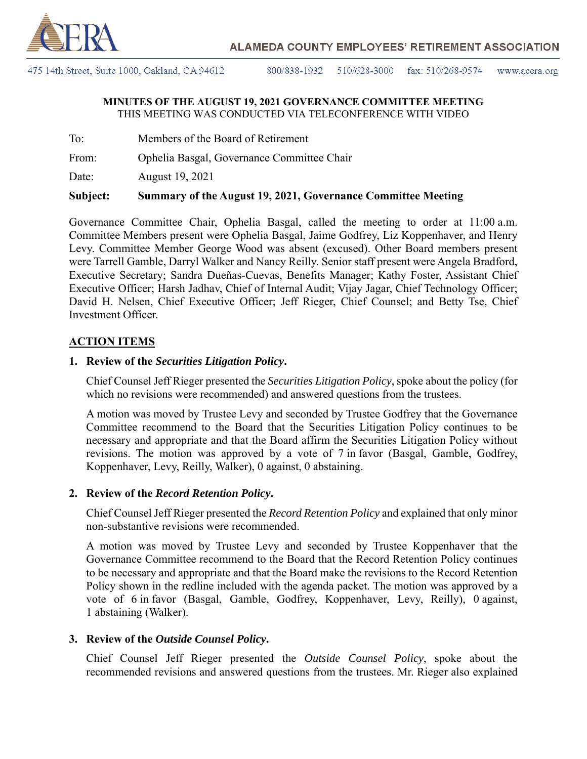ALAMEDA COUNTY EMPLOYEES' RETIREMENT ASSOCIATION

475 14th Street, Suite 1000, Oakland, CA 94612 800/838-1932 510/628-3000 fax: 510/268-9574 www.acera.org

**MINUTES OF THE AUGUST 19, 2021 GOVERNANCE COMMITTEE MEETING**
THIS MEETING WAS CONDUCTED VIA TELECONFERENCE WITH VIDEO

To: Members of the Board of Retirement

From: Ophelia Basgal, Governance Committee Chair

Date: August 19, 2021

**Subject: Summary of the August 19, 2021, Governance Committee Meeting**

Governance Committee Chair, Ophelia Basgal, called the meeting to order at 11:00 a.m. Committee Members present were Ophelia Basgal, Jaime Godfrey, Liz Koppenhaver, and Henry Levy. Committee Member George Wood was absent (excused). Other Board members present were Tarrell Gamble, Darryl Walker and Nancy Reilly. Senior staff present were Angela Bradford, Executive Secretary; Sandra Dueñas-Cuevas, Benefits Manager; Kathy Foster, Assistant Chief Executive Officer; Harsh Jadhav, Chief of Internal Audit; Vijay Jagar, Chief Technology Officer; David H. Nelsen, Chief Executive Officer; Jeff Rieger, Chief Counsel; and Betty Tse, Chief Investment Officer.

## ACTION ITEMS

### 1. Review of the *Securities Litigation Policy*.

Chief Counsel Jeff Rieger presented the *Securities Litigation Policy*, spoke about the policy (for which no revisions were recommended) and answered questions from the trustees.

A motion was moved by Trustee Levy and seconded by Trustee Godfrey that the Governance Committee recommend to the Board that the Securities Litigation Policy continues to be necessary and appropriate and that the Board affirm the Securities Litigation Policy without revisions. The motion was approved by a vote of 7 in favor (Basgal, Gamble, Godfrey, Koppenhaver, Levy, Reilly, Walker), 0 against, 0 abstaining.

### 2. Review of the *Record Retention Policy*.

Chief Counsel Jeff Rieger presented the *Record Retention Policy* and explained that only minor non-substantive revisions were recommended.

A motion was moved by Trustee Levy and seconded by Trustee Koppenhaver that the Governance Committee recommend to the Board that the Record Retention Policy continues to be necessary and appropriate and that the Board make the revisions to the Record Retention Policy shown in the redline included with the agenda packet. The motion was approved by a vote of 6 in favor (Basgal, Gamble, Godfrey, Koppenhaver, Levy, Reilly), 0 against, 1 abstaining (Walker).

### 3. Review of the *Outside Counsel Policy*.

Chief Counsel Jeff Rieger presented the *Outside Counsel Policy*, spoke about the recommended revisions and answered questions from the trustees. Mr. Rieger also explained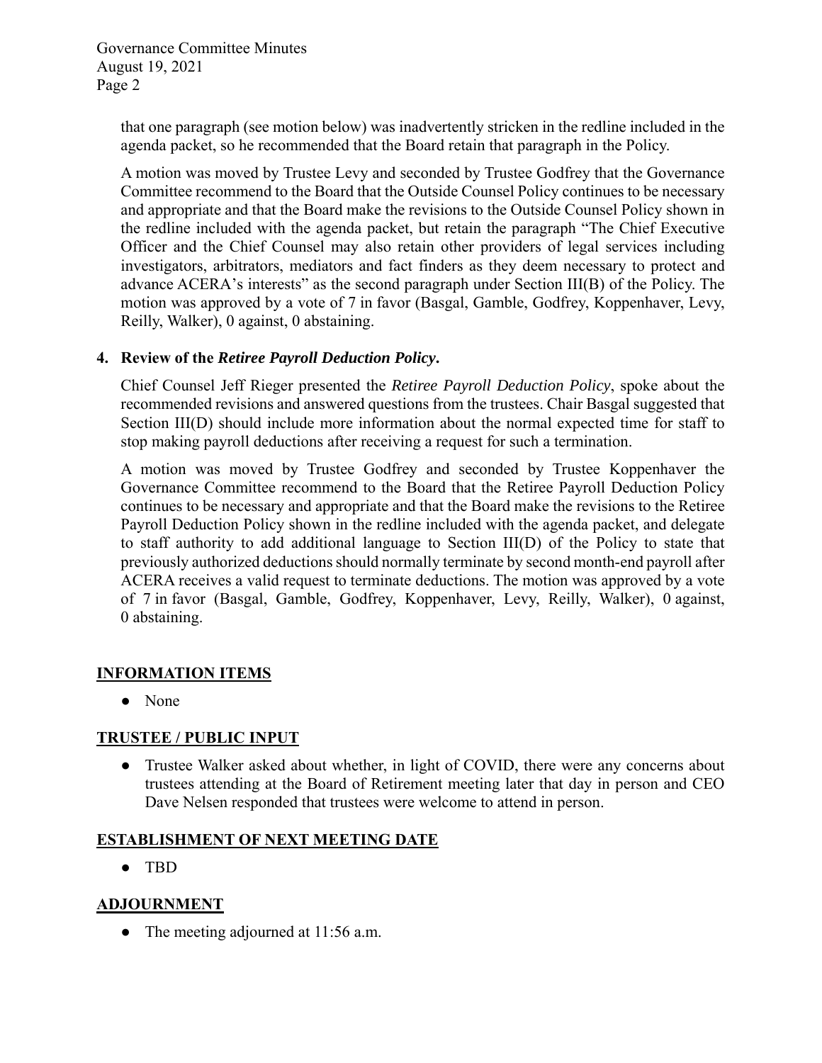that one paragraph (see motion below) was inadvertently stricken in the redline included in the agenda packet, so he recommended that the Board retain that paragraph in the Policy.

A motion was moved by Trustee Levy and seconded by Trustee Godfrey that the Governance Committee recommend to the Board that the Outside Counsel Policy continues to be necessary and appropriate and that the Board make the revisions to the Outside Counsel Policy shown in the redline included with the agenda packet, but retain the paragraph "The Chief Executive Officer and the Chief Counsel may also retain other providers of legal services including investigators, arbitrators, mediators and fact finders as they deem necessary to protect and advance ACERA's interests" as the second paragraph under Section III(B) of the Policy. The motion was approved by a vote of 7 in favor (Basgal, Gamble, Godfrey, Koppenhaver, Levy, Reilly, Walker), 0 against, 0 abstaining.

**4. Review of the *Retiree Payroll Deduction Policy*.**

Chief Counsel Jeff Rieger presented the *Retiree Payroll Deduction Policy*, spoke about the recommended revisions and answered questions from the trustees. Chair Basgal suggested that Section III(D) should include more information about the normal expected time for staff to stop making payroll deductions after receiving a request for such a termination.

A motion was moved by Trustee Godfrey and seconded by Trustee Koppenhaver the Governance Committee recommend to the Board that the Retiree Payroll Deduction Policy continues to be necessary and appropriate and that the Board make the revisions to the Retiree Payroll Deduction Policy shown in the redline included with the agenda packet, and delegate to staff authority to add additional language to Section III(D) of the Policy to state that previously authorized deductions should normally terminate by second month-end payroll after ACERA receives a valid request to terminate deductions. The motion was approved by a vote of 7 in favor (Basgal, Gamble, Godfrey, Koppenhaver, Levy, Reilly, Walker), 0 against, 0 abstaining.

## INFORMATION ITEMS

- None

## TRUSTEE / PUBLIC INPUT

- Trustee Walker asked about whether, in light of COVID, there were any concerns about trustees attending at the Board of Retirement meeting later that day in person and CEO Dave Nelsen responded that trustees were welcome to attend in person.

## ESTABLISHMENT OF NEXT MEETING DATE

- TBD

## ADJOURNMENT

- The meeting adjourned at 11:56 a.m.